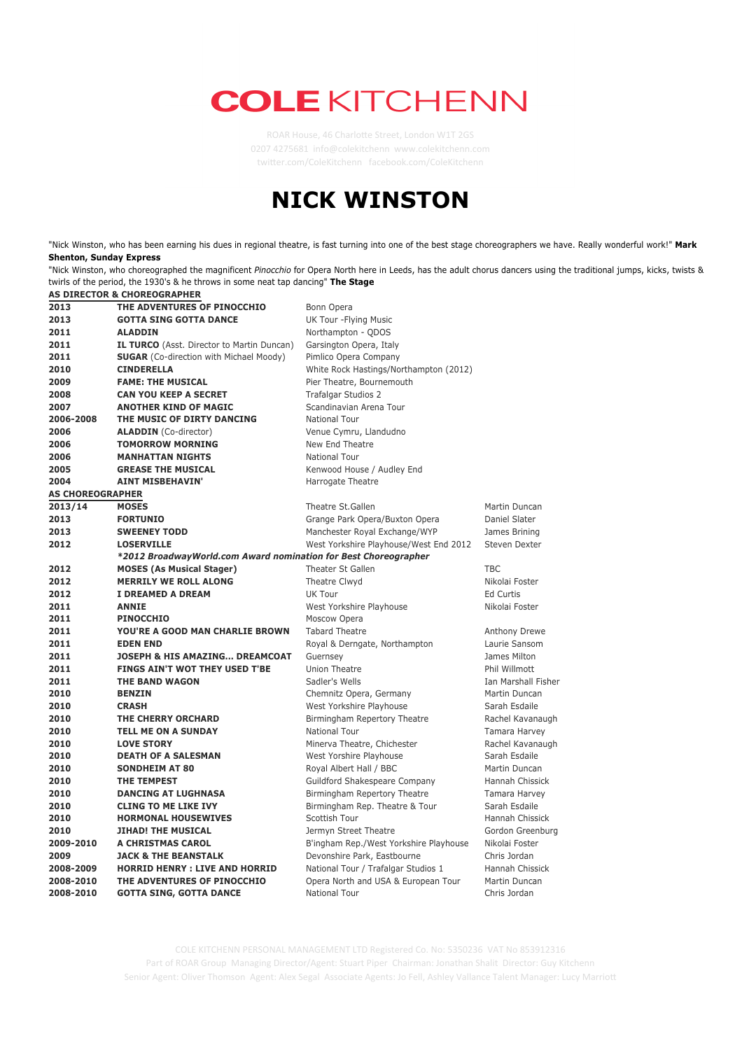# COLE KITCHENN

ROAR House, 46 Charlotte Street, London W1T 2GS
0207 4275681 info@colekitchenn www.colekitchenn.com
twitter.com/ColeKitchenn facebook.com/ColeKitchenn

# NICK WINSTON

"Nick Winston, who has been earning his dues in regional theatre, is fast turning into one of the best stage choreographers we have. Really wonderful work!" **Mark Shenton, Sunday Express**

"Nick Winston, who choreographed the magnificent *Pinocchio* for Opera North here in Leeds, has the adult chorus dancers using the traditional jumps, kicks, twists & twirls of the period, the 1930's & he throws in some neat tap dancing" **The Stage**

## AS DIRECTOR & CHOREOGRAPHER

| | | |
|---|---|---|
| **2013** | **THE ADVENTURES OF PINOCCHIO** | Bonn Opera |
| **2013** | **GOTTA SING GOTTA DANCE** | UK Tour -Flying Music |
| **2011** | **ALADDIN** | Northampton - QDOS |
| **2011** | **IL TURCO** (Asst. Director to Martin Duncan) | Garsington Opera, Italy |
| **2011** | **SUGAR** (Co-direction with Michael Moody) | Pimlico Opera Company |
| **2010** | **CINDERELLA** | White Rock Hastings/Northampton (2012) |
| **2009** | **FAME: THE MUSICAL** | Pier Theatre, Bournemouth |
| **2008** | **CAN YOU KEEP A SECRET** | Trafalgar Studios 2 |
| **2007** | **ANOTHER KIND OF MAGIC** | Scandinavian Arena Tour |
| **2006-2008** | **THE MUSIC OF DIRTY DANCING** | National Tour |
| **2006** | **ALADDIN** (Co-director) | Venue Cymru, Llandudno |
| **2006** | **TOMORROW MORNING** | New End Theatre |
| **2006** | **MANHATTAN NIGHTS** | National Tour |
| **2005** | **GREASE THE MUSICAL** | Kenwood House / Audley End |
| **2004** | **AINT MISBEHAVIN'** | Harrogate Theatre |

## AS CHOREOGRAPHER

| | | | |
|---|---|---|---|
| **2013/14** | **MOSES** | Theatre St.Gallen | Martin Duncan |
| **2013** | **FORTUNIO** | Grange Park Opera/Buxton Opera | Daniel Slater |
| **2013** | **SWEENEY TODD** | Manchester Royal Exchange/WYP | James Brining |
| **2012** | **LOSERVILLE** | West Yorkshire Playhouse/West End 2012 | Steven Dexter |
| | ***2012 BroadwayWorld.com Award nomination for Best Choreographer** | | |
| **2012** | **MOSES (As Musical Stager)** | Theater St Gallen | TBC |
| **2012** | **MERRILY WE ROLL ALONG** | Theatre Clwyd | Nikolai Foster |
| **2012** | **I DREAMED A DREAM** | UK Tour | Ed Curtis |
| **2011** | **ANNIE** | West Yorkshire Playhouse | Nikolai Foster |
| **2011** | **PINOCCHIO** | Moscow Opera | |
| **2011** | **YOU'RE A GOOD MAN CHARLIE BROWN** | Tabard Theatre | Anthony Drewe |
| **2011** | **EDEN END** | Royal & Derngate, Northampton | Laurie Sansom |
| **2011** | **JOSEPH & HIS AMAZING... DREAMCOAT** | Guernsey | James Milton |
| **2011** | **FINGS AIN'T WOT THEY USED T'BE** | Union Theatre | Phil Willmott |
| **2011** | **THE BAND WAGON** | Sadler's Wells | Ian Marshall Fisher |
| **2010** | **BENZIN** | Chemnitz Opera, Germany | Martin Duncan |
| **2010** | **CRASH** | West Yorkshire Playhouse | Sarah Esdaile |
| **2010** | **THE CHERRY ORCHARD** | Birmingham Repertory Theatre | Rachel Kavanaugh |
| **2010** | **TELL ME ON A SUNDAY** | National Tour | Tamara Harvey |
| **2010** | **LOVE STORY** | Minerva Theatre, Chichester | Rachel Kavanaugh |
| **2010** | **DEATH OF A SALESMAN** | West Yorshire Playhouse | Sarah Esdaile |
| **2010** | **SONDHEIM AT 80** | Royal Albert Hall / BBC | Martin Duncan |
| **2010** | **THE TEMPEST** | Guildford Shakespeare Company | Hannah Chissick |
| **2010** | **DANCING AT LUGHNASA** | Birmingham Repertory Theatre | Tamara Harvey |
| **2010** | **CLING TO ME LIKE IVY** | Birmingham Rep. Theatre & Tour | Sarah Esdaile |
| **2010** | **HORMONAL HOUSEWIVES** | Scottish Tour | Hannah Chissick |
| **2010** | **JIHAD! THE MUSICAL** | Jermyn Street Theatre | Gordon Greenburg |
| **2009-2010** | **A CHRISTMAS CAROL** | B'ingham Rep./West Yorkshire Playhouse | Nikolai Foster |
| **2009** | **JACK & THE BEANSTALK** | Devonshire Park, Eastbourne | Chris Jordan |
| **2008-2009** | **HORRID HENRY : LIVE AND HORRID** | National Tour / Trafalgar Studios 1 | Hannah Chissick |
| **2008-2010** | **THE ADVENTURES OF PINOCCHIO** | Opera North and USA & European Tour | Martin Duncan |
| **2008-2010** | **GOTTA SING, GOTTA DANCE** | National Tour | Chris Jordan |

COLE KITCHENN PERSONAL MANAGEMENT LTD Registered Co. No: 5350236 VAT No 853912316
Part of ROAR Group Managing Director/Agent: Stuart Piper Chairman: Jonathan Shalit Director: Guy Kitchenn
Senior Agent: Oliver Thomson Agent: Alex Segal Associate Agents: Jo Fell, Ashley Vallance Talent Manager: Lucy Marriott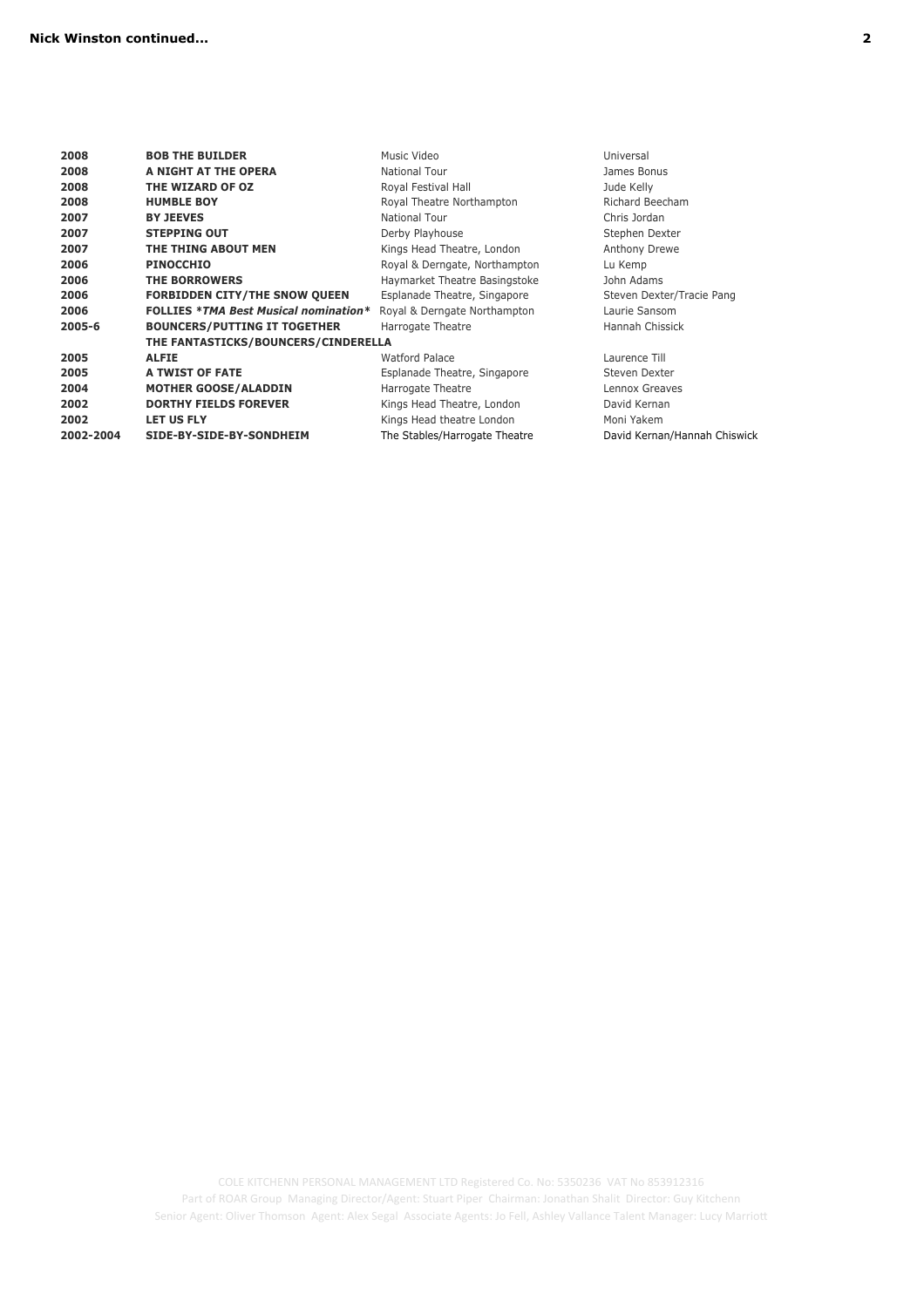| | | | |
|---|---|---|---|
| **2008** | **BOB THE BUILDER** | Music Video | Universal |
| **2008** | **A NIGHT AT THE OPERA** | National Tour | James Bonus |
| **2008** | **THE WIZARD OF OZ** | Royal Festival Hall | Jude Kelly |
| **2008** | **HUMBLE BOY** | Royal Theatre Northampton | Richard Beecham |
| **2007** | **BY JEEVES** | National Tour | Chris Jordan |
| **2007** | **STEPPING OUT** | Derby Playhouse | Stephen Dexter |
| **2007** | **THE THING ABOUT MEN** | Kings Head Theatre, London | Anthony Drewe |
| **2006** | **PINOCCHIO** | Royal & Derngate, Northampton | Lu Kemp |
| **2006** | **THE BORROWERS** | Haymarket Theatre Basingstoke | John Adams |
| **2006** | **FORBIDDEN CITY/THE SNOW QUEEN** | Esplanade Theatre, Singapore | Steven Dexter/Tracie Pang |
| **2006** | **FOLLIES *TMA Best Musical nomination*** | Royal & Derngate Northampton | Laurie Sansom |
| **2005-6** | **BOUNCERS/PUTTING IT TOGETHER THE FANTASTICKS/BOUNCERS/CINDERELLA** | Harrogate Theatre | Hannah Chissick |
| **2005** | **ALFIE** | Watford Palace | Laurence Till |
| **2005** | **A TWIST OF FATE** | Esplanade Theatre, Singapore | Steven Dexter |
| **2004** | **MOTHER GOOSE/ALADDIN** | Harrogate Theatre | Lennox Greaves |
| **2002** | **DORTHY FIELDS FOREVER** | Kings Head Theatre, London | David Kernan |
| **2002** | **LET US FLY** | Kings Head theatre London | Moni Yakem |
| **2002-2004** | **SIDE-BY-SIDE-BY-SONDHEIM** | The Stables/Harrogate Theatre | David Kernan/Hannah Chiswick |

COLE KITCHENN PERSONAL MANAGEMENT LTD Registered Co. No: 5350236 VAT No 853912316
Part of ROAR Group Managing Director/Agent: Stuart Piper Chairman: Jonathan Shalit Director: Guy Kitchenn
Senior Agent: Oliver Thomson Agent: Alex Segal Associate Agents: Jo Fell, Ashley Vallance Talent Manager: Lucy Marriott